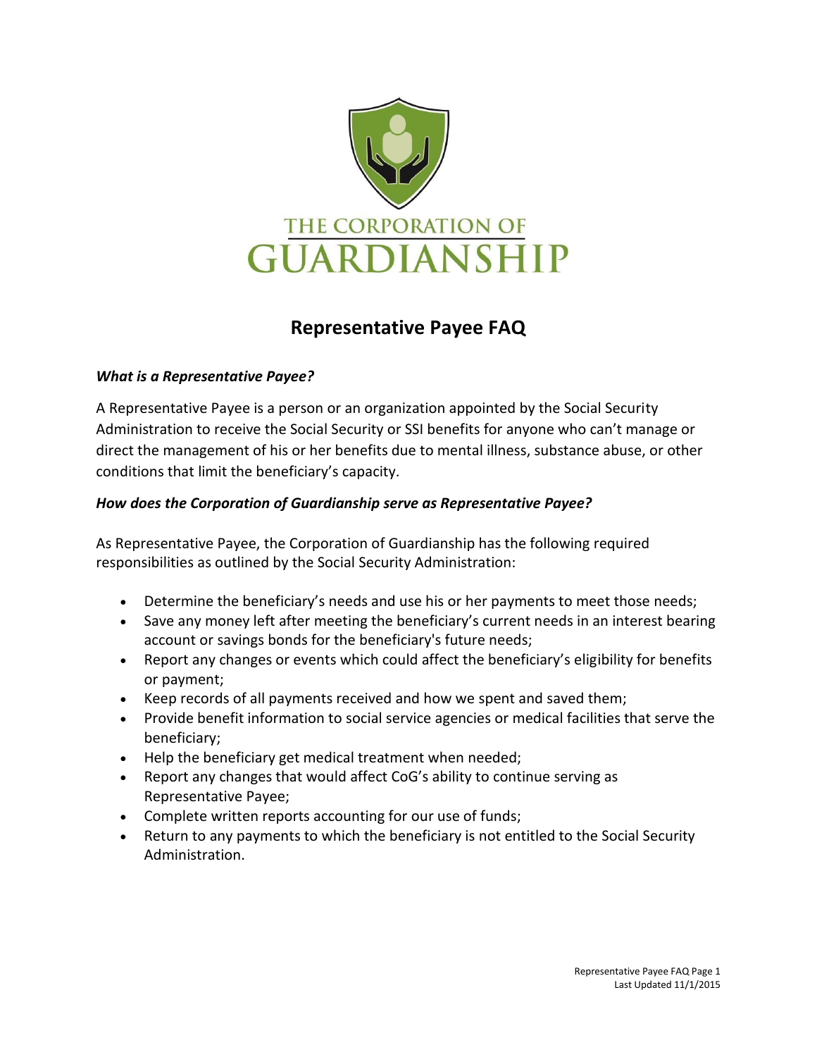THE CORPORATION OF
GUARDIANSHIP

# Representative Payee FAQ

***What is a Representative Payee?***

A Representative Payee is a person or an organization appointed by the Social Security Administration to receive the Social Security or SSI benefits for anyone who can't manage or direct the management of his or her benefits due to mental illness, substance abuse, or other conditions that limit the beneficiary's capacity.

***How does the Corporation of Guardianship serve as Representative Payee?***

As Representative Payee, the Corporation of Guardianship has the following required responsibilities as outlined by the Social Security Administration:

- Determine the beneficiary's needs and use his or her payments to meet those needs;
- Save any money left after meeting the beneficiary's current needs in an interest bearing account or savings bonds for the beneficiary's future needs;
- Report any changes or events which could affect the beneficiary's eligibility for benefits or payment;
- Keep records of all payments received and how we spent and saved them;
- Provide benefit information to social service agencies or medical facilities that serve the beneficiary;
- Help the beneficiary get medical treatment when needed;
- Report any changes that would affect CoG's ability to continue serving as Representative Payee;
- Complete written reports accounting for our use of funds;
- Return to any payments to which the beneficiary is not entitled to the Social Security Administration.

Last Updated 11/1/2015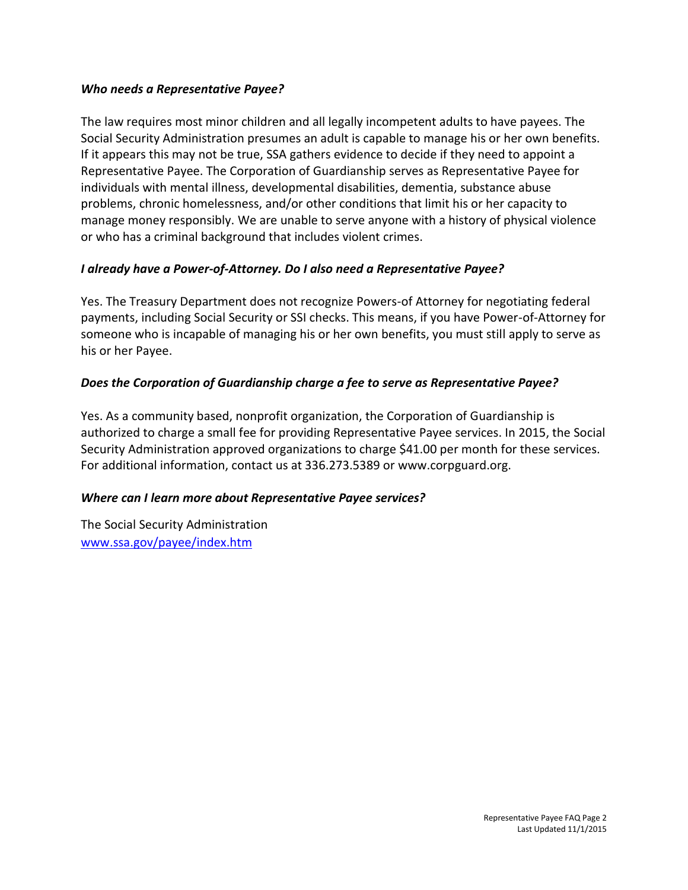### *Who needs a Representative Payee?*

The law requires most minor children and all legally incompetent adults to have payees. The Social Security Administration presumes an adult is capable to manage his or her own benefits. If it appears this may not be true, SSA gathers evidence to decide if they need to appoint a Representative Payee. The Corporation of Guardianship serves as Representative Payee for individuals with mental illness, developmental disabilities, dementia, substance abuse problems, chronic homelessness, and/or other conditions that limit his or her capacity to manage money responsibly. We are unable to serve anyone with a history of physical violence or who has a criminal background that includes violent crimes.

### *I already have a Power-of-Attorney. Do I also need a Representative Payee?*

Yes. The Treasury Department does not recognize Powers-of Attorney for negotiating federal payments, including Social Security or SSI checks. This means, if you have Power-of-Attorney for someone who is incapable of managing his or her own benefits, you must still apply to serve as his or her Payee.

### *Does the Corporation of Guardianship charge a fee to serve as Representative Payee?*

Yes. As a community based, nonprofit organization, the Corporation of Guardianship is authorized to charge a small fee for providing Representative Payee services. In 2015, the Social Security Administration approved organizations to charge $41.00 per month for these services. For additional information, contact us at 336.273.5389 or www.corpguard.org.

### *Where can I learn more about Representative Payee services?*

The Social Security Administration
[www.ssa.gov/payee/index.htm](http://www.ssa.gov/payee/index.htm)

Last Updated 11/1/2015